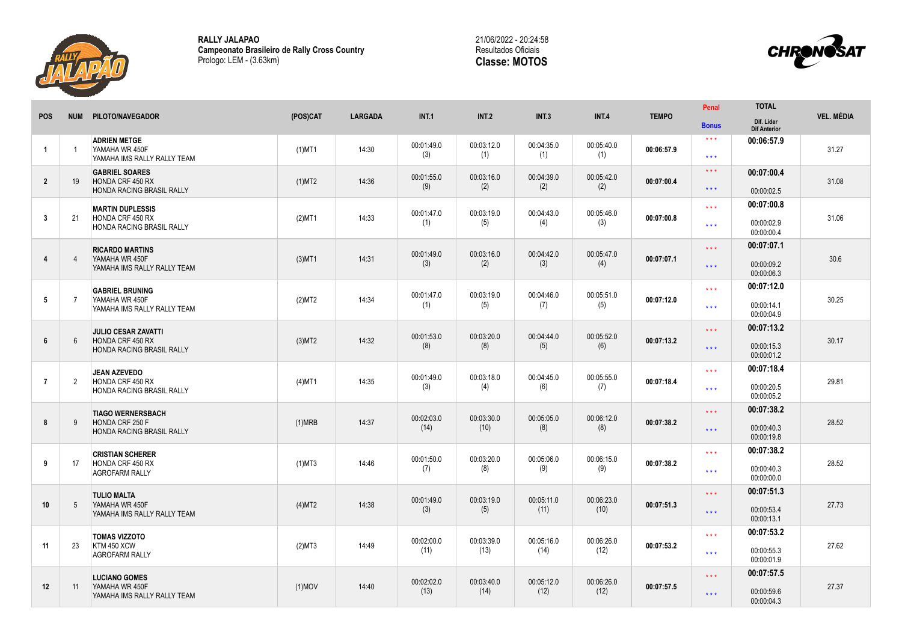**RALLY JALAPAO**
**Campeonato Brasileiro de Rally Cross Country**
Prologo: LEM - (3.63km)

21/06/2022 - 20:24:58
Resultados Oficiais
**Classe: MOTOS**

| POS | NUM | PILOTO/NAVEGADOR | (POS)CAT | LARGADA | INT.1 | INT.2 | INT.3 | INT.4 | TEMPO | Penal / Bonus | TOTAL / Dif. Lider / Dif Anterior | VEL. MÉDIA |
|---|---|---|---|---|---|---|---|---|---|---|---|---|
| 1 | 1 | **ADRIEN METGE**<br>YAMAHA WR 450F<br>YAMAHA IMS RALLY RALLY TEAM | (1)MT1 | 14:30 | 00:01:49.0 (3) | 00:03:12.0 (1) | 00:04:35.0 (1) | 00:05:40.0 (1) | **00:06:57.9** | \*\*\* / \*\*\* | **00:06:57.9** | 31.27 |
| 2 | 19 | **GABRIEL SOARES**<br>HONDA CRF 450 RX<br>HONDA RACING BRASIL RALLY | (1)MT2 | 14:36 | 00:01:55.0 (9) | 00:03:16.0 (2) | 00:04:39.0 (2) | 00:05:42.0 (2) | **00:07:00.4** | \*\*\* / \*\*\* | **00:07:00.4**<br>00:00:02.5 | 31.08 |
| 3 | 21 | **MARTIN DUPLESSIS**<br>HONDA CRF 450 RX<br>HONDA RACING BRASIL RALLY | (2)MT1 | 14:33 | 00:01:47.0 (1) | 00:03:19.0 (5) | 00:04:43.0 (4) | 00:05:46.0 (3) | **00:07:00.8** | \*\*\* / \*\*\* | **00:07:00.8**<br>00:00:02.9<br>00:00:00.4 | 31.06 |
| 4 | 4 | **RICARDO MARTINS**<br>YAMAHA WR 450F<br>YAMAHA IMS RALLY RALLY TEAM | (3)MT1 | 14:31 | 00:01:49.0 (3) | 00:03:16.0 (2) | 00:04:42.0 (3) | 00:05:47.0 (4) | **00:07:07.1** | \*\*\* / \*\*\* | **00:07:07.1**<br>00:00:09.2<br>00:00:06.3 | 30.6 |
| 5 | 7 | **GABRIEL BRUNING**<br>YAMAHA WR 450F<br>YAMAHA IMS RALLY RALLY TEAM | (2)MT2 | 14:34 | 00:01:47.0 (1) | 00:03:19.0 (5) | 00:04:46.0 (7) | 00:05:51.0 (5) | **00:07:12.0** | \*\*\* / \*\*\* | **00:07:12.0**<br>00:00:14.1<br>00:00:04.9 | 30.25 |
| 6 | 6 | **JULIO CESAR ZAVATTI**<br>HONDA CRF 450 RX<br>HONDA RACING BRASIL RALLY | (3)MT2 | 14:32 | 00:01:53.0 (8) | 00:03:20.0 (8) | 00:04:44.0 (5) | 00:05:52.0 (6) | **00:07:13.2** | \*\*\* / \*\*\* | **00:07:13.2**<br>00:00:15.3<br>00:00:01.2 | 30.17 |
| 7 | 2 | **JEAN AZEVEDO**<br>HONDA CRF 450 RX<br>HONDA RACING BRASIL RALLY | (4)MT1 | 14:35 | 00:01:49.0 (3) | 00:03:18.0 (4) | 00:04:45.0 (6) | 00:05:55.0 (7) | **00:07:18.4** | \*\*\* / \*\*\* | **00:07:18.4**<br>00:00:20.5<br>00:00:05.2 | 29.81 |
| 8 | 9 | **TIAGO WERNERSBACH**<br>HONDA CRF 250 F<br>HONDA RACING BRASIL RALLY | (1)MRB | 14:37 | 00:02:03.0 (14) | 00:03:30.0 (10) | 00:05:05.0 (8) | 00:06:12.0 (8) | **00:07:38.2** | \*\*\* / \*\*\* | **00:07:38.2**<br>00:00:40.3<br>00:00:19.8 | 28.52 |
| 9 | 17 | **CRISTIAN SCHERER**<br>HONDA CRF 450 RX<br>AGROFARM RALLY | (1)MT3 | 14:46 | 00:01:50.0 (7) | 00:03:20.0 (8) | 00:05:06.0 (9) | 00:06:15.0 (9) | **00:07:38.2** | \*\*\* / \*\*\* | **00:07:38.2**<br>00:00:40.3<br>00:00:00.0 | 28.52 |
| 10 | 5 | **TULIO MALTA**<br>YAMAHA WR 450F<br>YAMAHA IMS RALLY RALLY TEAM | (4)MT2 | 14:38 | 00:01:49.0 (3) | 00:03:19.0 (5) | 00:05:11.0 (11) | 00:06:23.0 (10) | **00:07:51.3** | \*\*\* / \*\*\* | **00:07:51.3**<br>00:00:53.4<br>00:00:13.1 | 27.73 |
| 11 | 23 | **TOMAS VIZZOTO**<br>KTM 450 XCW<br>AGROFARM RALLY | (2)MT3 | 14:49 | 00:02:00.0 (11) | 00:03:39.0 (13) | 00:05:16.0 (14) | 00:06:26.0 (12) | **00:07:53.2** | \*\*\* / \*\*\* | **00:07:53.2**<br>00:00:55.3<br>00:00:01.9 | 27.62 |
| 12 | 11 | **LUCIANO GOMES**<br>YAMAHA WR 450F<br>YAMAHA IMS RALLY RALLY TEAM | (1)MOV | 14:40 | 00:02:02.0 (13) | 00:03:40.0 (14) | 00:05:12.0 (12) | 00:06:26.0 (12) | **00:07:57.5** | \*\*\* / \*\*\* | **00:07:57.5**<br>00:00:59.6<br>00:00:04.3 | 27.37 |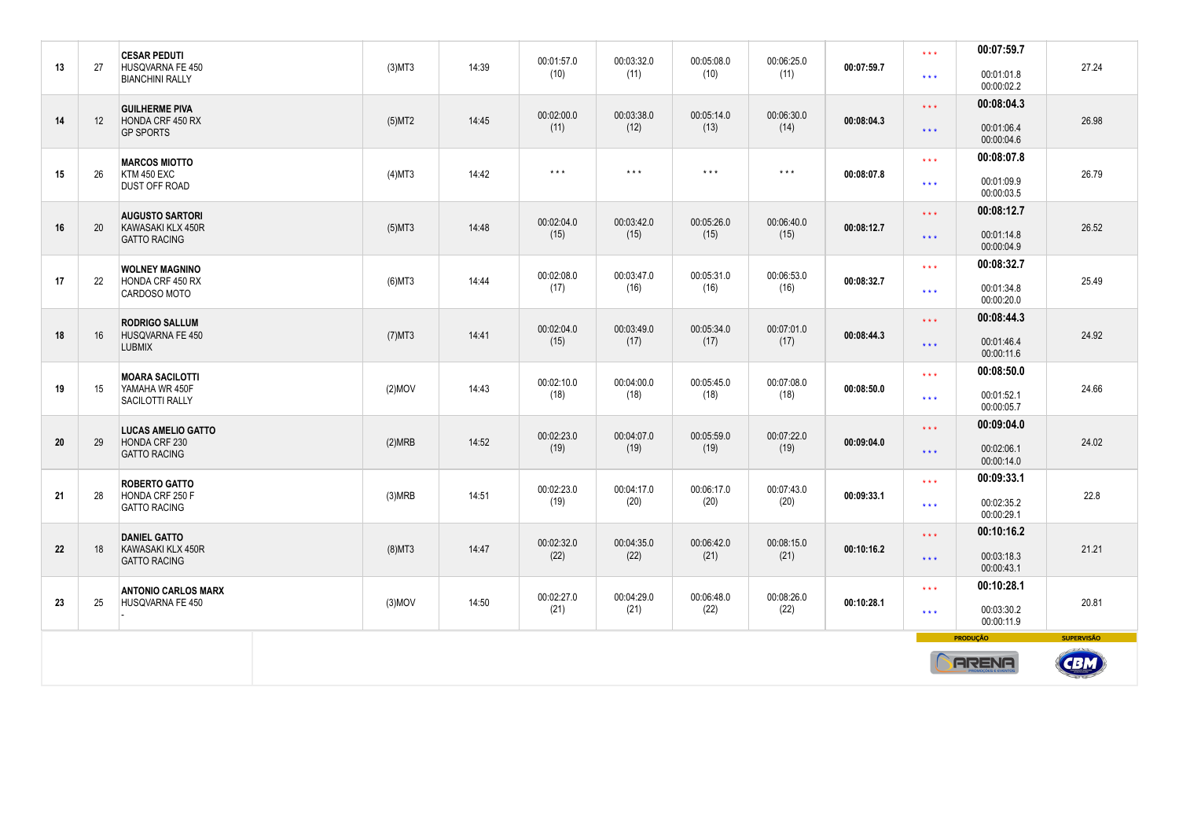| | | | | | | | | | | | | |
|---|---|---|---|---|---|---|---|---|---|---|---|---|
| 13 | 27 | **CESAR PEDUTI** HUSQVARNA FE 450 BIANCHINI RALLY | (3)MT3 | 14:39 | 00:01:57.0 (10) | 00:03:32.0 (11) | 00:05:08.0 (10) | 00:06:25.0 (11) | **00:07:59.7** | \*\*\* \*\*\* | **00:07:59.7** 00:01:01.8 00:00:02.2 | 27.24 |
| 14 | 12 | **GUILHERME PIVA** HONDA CRF 450 RX GP SPORTS | (5)MT2 | 14:45 | 00:02:00.0 (11) | 00:03:38.0 (12) | 00:05:14.0 (13) | 00:06:30.0 (14) | **00:08:04.3** | \*\*\* \*\*\* | **00:08:04.3** 00:01:06.4 00:00:04.6 | 26.98 |
| 15 | 26 | **MARCOS MIOTTO** KTM 450 EXC DUST OFF ROAD | (4)MT3 | 14:42 | \*\*\* | \*\*\* | \*\*\* | \*\*\* | **00:08:07.8** | \*\*\* \*\*\* | **00:08:07.8** 00:01:09.9 00:00:03.5 | 26.79 |
| 16 | 20 | **AUGUSTO SARTORI** KAWASAKI KLX 450R GATTO RACING | (5)MT3 | 14:48 | 00:02:04.0 (15) | 00:03:42.0 (15) | 00:05:26.0 (15) | 00:06:40.0 (15) | **00:08:12.7** | \*\*\* \*\*\* | **00:08:12.7** 00:01:14.8 00:00:04.9 | 26.52 |
| 17 | 22 | **WOLNEY MAGNINO** HONDA CRF 450 RX CARDOSO MOTO | (6)MT3 | 14:44 | 00:02:08.0 (17) | 00:03:47.0 (16) | 00:05:31.0 (16) | 00:06:53.0 (16) | **00:08:32.7** | \*\*\* \*\*\* | **00:08:32.7** 00:01:34.8 00:00:20.0 | 25.49 |
| 18 | 16 | **RODRIGO SALLUM** HUSQVARNA FE 450 LUBMIX | (7)MT3 | 14:41 | 00:02:04.0 (15) | 00:03:49.0 (17) | 00:05:34.0 (17) | 00:07:01.0 (17) | **00:08:44.3** | \*\*\* \*\*\* | **00:08:44.3** 00:01:46.4 00:00:11.6 | 24.92 |
| 19 | 15 | **MOARA SACILOTTI** YAMAHA WR 450F SACILOTTI RALLY | (2)MOV | 14:43 | 00:02:10.0 (18) | 00:04:00.0 (18) | 00:05:45.0 (18) | 00:07:08.0 (18) | **00:08:50.0** | \*\*\* \*\*\* | **00:08:50.0** 00:01:52.1 00:00:05.7 | 24.66 |
| 20 | 29 | **LUCAS AMELIO GATTO** HONDA CRF 230 GATTO RACING | (2)MRB | 14:52 | 00:02:23.0 (19) | 00:04:07.0 (19) | 00:05:59.0 (19) | 00:07:22.0 (19) | **00:09:04.0** | \*\*\* \*\*\* | **00:09:04.0** 00:02:06.1 00:00:14.0 | 24.02 |
| 21 | 28 | **ROBERTO GATTO** HONDA CRF 250 F GATTO RACING | (3)MRB | 14:51 | 00:02:23.0 (19) | 00:04:17.0 (20) | 00:06:17.0 (20) | 00:07:43.0 (20) | **00:09:33.1** | \*\*\* \*\*\* | **00:09:33.1** 00:02:35.2 00:00:29.1 | 22.8 |
| 22 | 18 | **DANIEL GATTO** KAWASAKI KLX 450R GATTO RACING | (8)MT3 | 14:47 | 00:02:32.0 (22) | 00:04:35.0 (22) | 00:06:42.0 (21) | 00:08:15.0 (21) | **00:10:16.2** | \*\*\* \*\*\* | **00:10:16.2** 00:03:18.3 00:00:43.1 | 21.21 |
| 23 | 25 | **ANTONIO CARLOS MARX** HUSQVARNA FE 450 - | (3)MOV | 14:50 | 00:02:27.0 (21) | 00:04:29.0 (21) | 00:06:48.0 (22) | 00:08:26.0 (22) | **00:10:28.1** | \*\*\* \*\*\* | **00:10:28.1** 00:03:30.2 00:00:11.9 | 20.81 |

PRODUÇÃO SUPERVISÃO

ARENA PROMOÇÕES E EVENTOS CBM